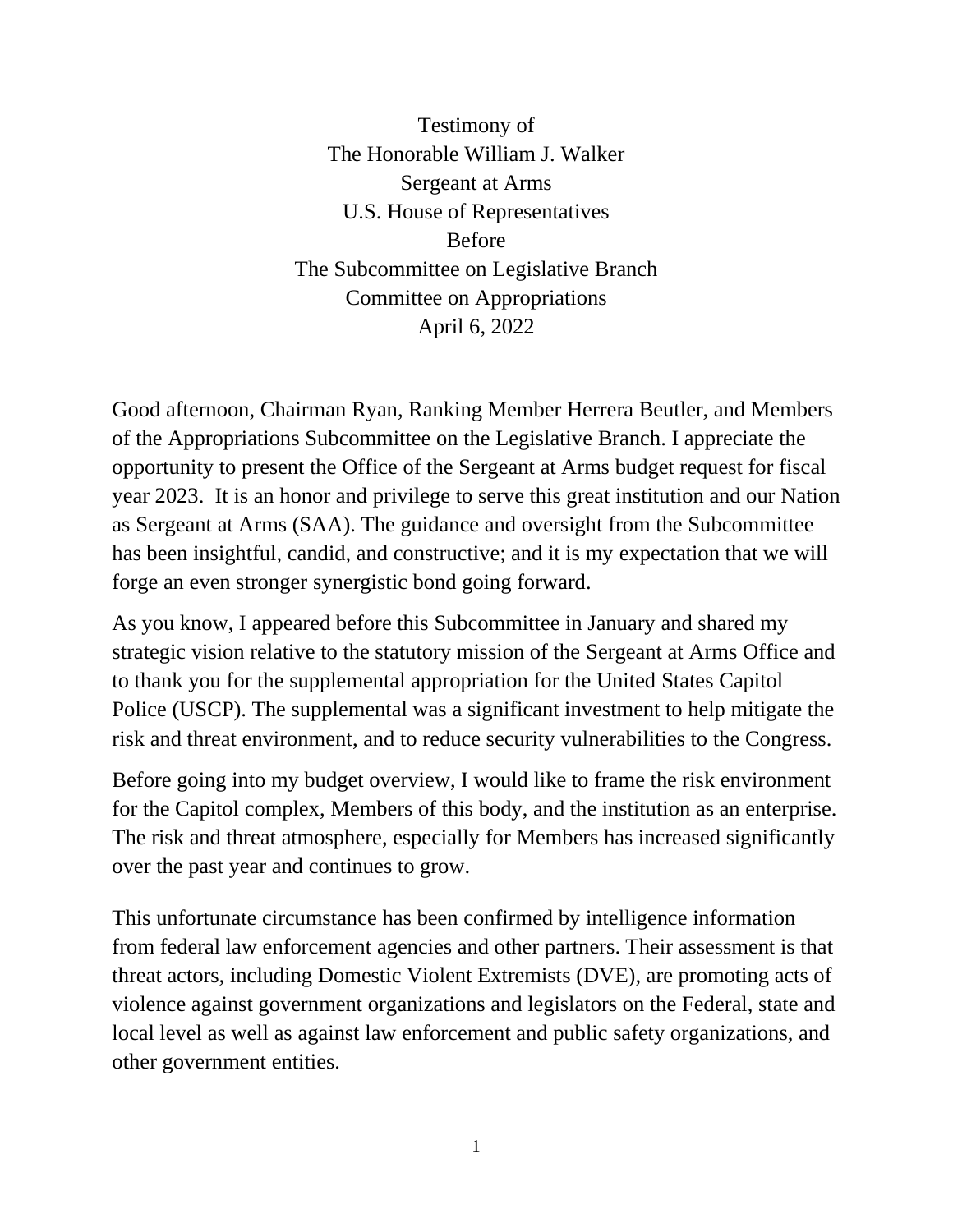Testimony of
The Honorable William J. Walker
Sergeant at Arms
U.S. House of Representatives
Before
The Subcommittee on Legislative Branch
Committee on Appropriations
April 6, 2022

Good afternoon, Chairman Ryan, Ranking Member Herrera Beutler, and Members of the Appropriations Subcommittee on the Legislative Branch. I appreciate the opportunity to present the Office of the Sergeant at Arms budget request for fiscal year 2023. It is an honor and privilege to serve this great institution and our Nation as Sergeant at Arms (SAA). The guidance and oversight from the Subcommittee has been insightful, candid, and constructive; and it is my expectation that we will forge an even stronger synergistic bond going forward.

As you know, I appeared before this Subcommittee in January and shared my strategic vision relative to the statutory mission of the Sergeant at Arms Office and to thank you for the supplemental appropriation for the United States Capitol Police (USCP). The supplemental was a significant investment to help mitigate the risk and threat environment, and to reduce security vulnerabilities to the Congress.

Before going into my budget overview, I would like to frame the risk environment for the Capitol complex, Members of this body, and the institution as an enterprise. The risk and threat atmosphere, especially for Members has increased significantly over the past year and continues to grow.

This unfortunate circumstance has been confirmed by intelligence information from federal law enforcement agencies and other partners. Their assessment is that threat actors, including Domestic Violent Extremists (DVE), are promoting acts of violence against government organizations and legislators on the Federal, state and local level as well as against law enforcement and public safety organizations, and other government entities.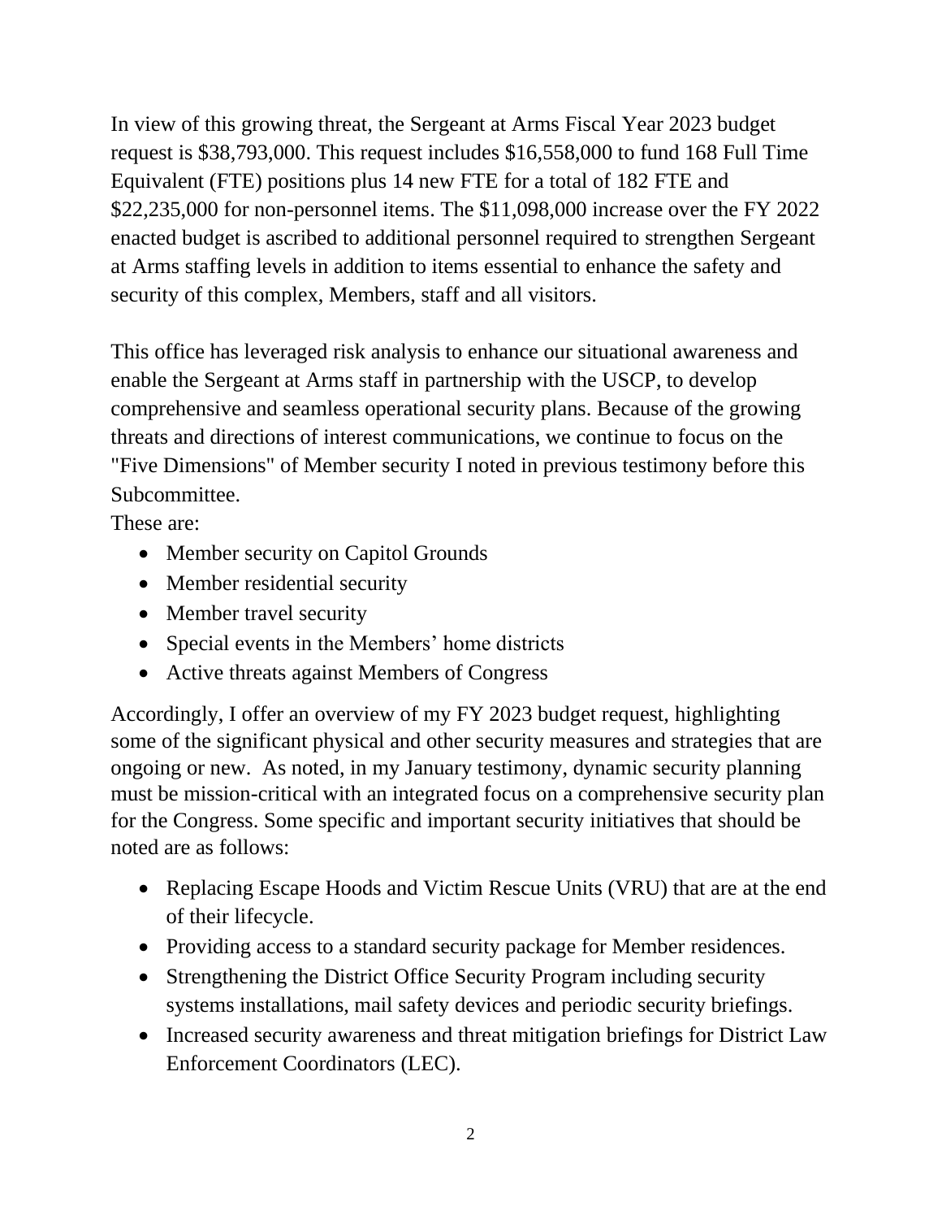In view of this growing threat, the Sergeant at Arms Fiscal Year 2023 budget request is $38,793,000. This request includes $16,558,000 to fund 168 Full Time Equivalent (FTE) positions plus 14 new FTE for a total of 182 FTE and $22,235,000 for non-personnel items. The $11,098,000 increase over the FY 2022 enacted budget is ascribed to additional personnel required to strengthen Sergeant at Arms staffing levels in addition to items essential to enhance the safety and security of this complex, Members, staff and all visitors.

This office has leveraged risk analysis to enhance our situational awareness and enable the Sergeant at Arms staff in partnership with the USCP, to develop comprehensive and seamless operational security plans. Because of the growing threats and directions of interest communications, we continue to focus on the "Five Dimensions" of Member security I noted in previous testimony before this Subcommittee.

These are:

- Member security on Capitol Grounds
- Member residential security
- Member travel security
- Special events in the Members' home districts
- Active threats against Members of Congress

Accordingly, I offer an overview of my FY 2023 budget request, highlighting some of the significant physical and other security measures and strategies that are ongoing or new. As noted, in my January testimony, dynamic security planning must be mission-critical with an integrated focus on a comprehensive security plan for the Congress. Some specific and important security initiatives that should be noted are as follows:

- Replacing Escape Hoods and Victim Rescue Units (VRU) that are at the end of their lifecycle.
- Providing access to a standard security package for Member residences.
- Strengthening the District Office Security Program including security systems installations, mail safety devices and periodic security briefings.
- Increased security awareness and threat mitigation briefings for District Law Enforcement Coordinators (LEC).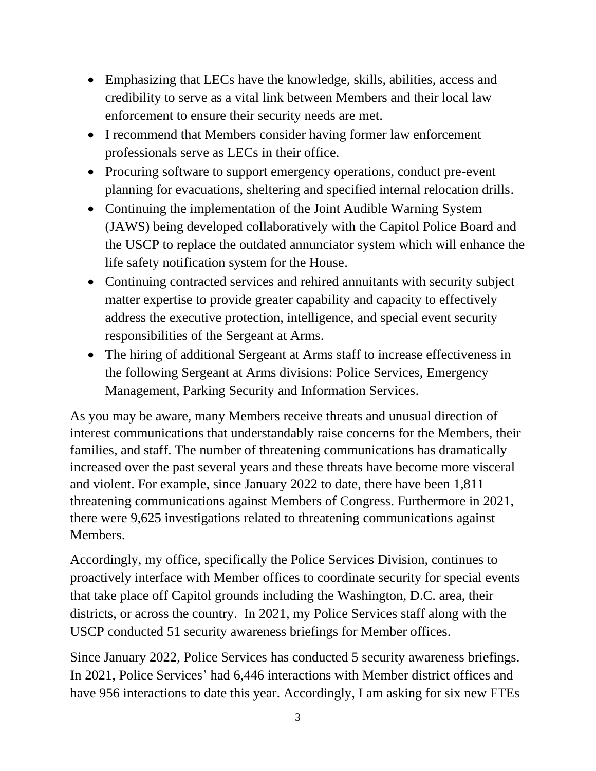- Emphasizing that LECs have the knowledge, skills, abilities, access and credibility to serve as a vital link between Members and their local law enforcement to ensure their security needs are met.
- I recommend that Members consider having former law enforcement professionals serve as LECs in their office.
- Procuring software to support emergency operations, conduct pre-event planning for evacuations, sheltering and specified internal relocation drills.
- Continuing the implementation of the Joint Audible Warning System (JAWS) being developed collaboratively with the Capitol Police Board and the USCP to replace the outdated annunciator system which will enhance the life safety notification system for the House.
- Continuing contracted services and rehired annuitants with security subject matter expertise to provide greater capability and capacity to effectively address the executive protection, intelligence, and special event security responsibilities of the Sergeant at Arms.
- The hiring of additional Sergeant at Arms staff to increase effectiveness in the following Sergeant at Arms divisions: Police Services, Emergency Management, Parking Security and Information Services.

As you may be aware, many Members receive threats and unusual direction of interest communications that understandably raise concerns for the Members, their families, and staff. The number of threatening communications has dramatically increased over the past several years and these threats have become more visceral and violent. For example, since January 2022 to date, there have been 1,811 threatening communications against Members of Congress. Furthermore in 2021, there were 9,625 investigations related to threatening communications against Members.

Accordingly, my office, specifically the Police Services Division, continues to proactively interface with Member offices to coordinate security for special events that take place off Capitol grounds including the Washington, D.C. area, their districts, or across the country. In 2021, my Police Services staff along with the USCP conducted 51 security awareness briefings for Member offices.

Since January 2022, Police Services has conducted 5 security awareness briefings. In 2021, Police Services' had 6,446 interactions with Member district offices and have 956 interactions to date this year. Accordingly, I am asking for six new FTEs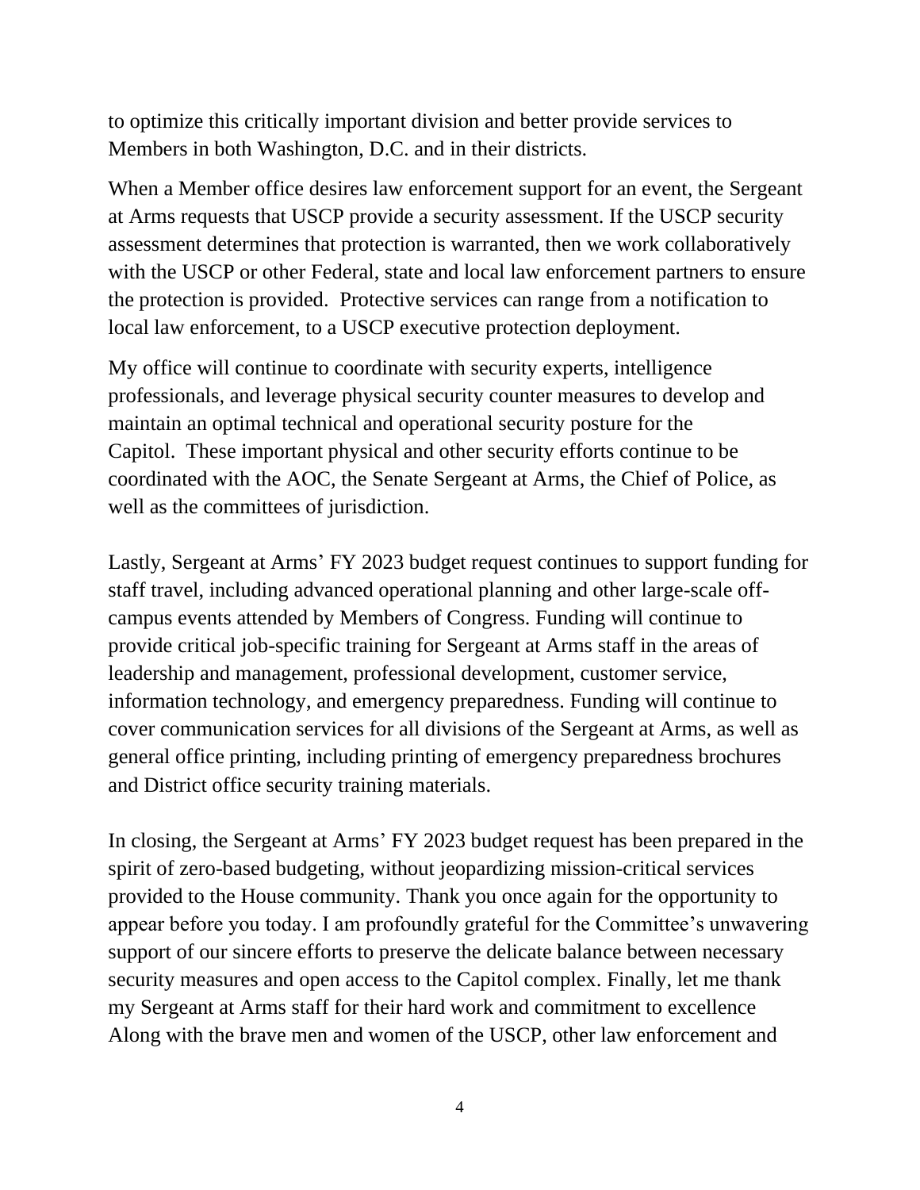to optimize this critically important division and better provide services to Members in both Washington, D.C. and in their districts.

When a Member office desires law enforcement support for an event, the Sergeant at Arms requests that USCP provide a security assessment. If the USCP security assessment determines that protection is warranted, then we work collaboratively with the USCP or other Federal, state and local law enforcement partners to ensure the protection is provided. Protective services can range from a notification to local law enforcement, to a USCP executive protection deployment.

My office will continue to coordinate with security experts, intelligence professionals, and leverage physical security counter measures to develop and maintain an optimal technical and operational security posture for the Capitol. These important physical and other security efforts continue to be coordinated with the AOC, the Senate Sergeant at Arms, the Chief of Police, as well as the committees of jurisdiction.

Lastly, Sergeant at Arms' FY 2023 budget request continues to support funding for staff travel, including advanced operational planning and other large-scale off-campus events attended by Members of Congress. Funding will continue to provide critical job-specific training for Sergeant at Arms staff in the areas of leadership and management, professional development, customer service, information technology, and emergency preparedness. Funding will continue to cover communication services for all divisions of the Sergeant at Arms, as well as general office printing, including printing of emergency preparedness brochures and District office security training materials.

In closing, the Sergeant at Arms' FY 2023 budget request has been prepared in the spirit of zero-based budgeting, without jeopardizing mission-critical services provided to the House community. Thank you once again for the opportunity to appear before you today. I am profoundly grateful for the Committee's unwavering support of our sincere efforts to preserve the delicate balance between necessary security measures and open access to the Capitol complex. Finally, let me thank my Sergeant at Arms staff for their hard work and commitment to excellence Along with the brave men and women of the USCP, other law enforcement and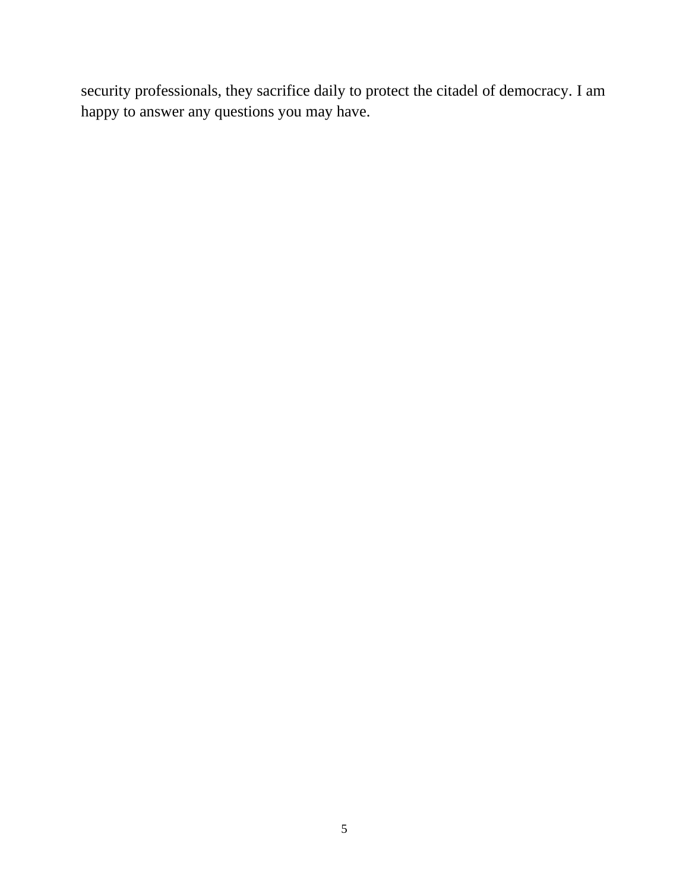security professionals, they sacrifice daily to protect the citadel of democracy. I am happy to answer any questions you may have.